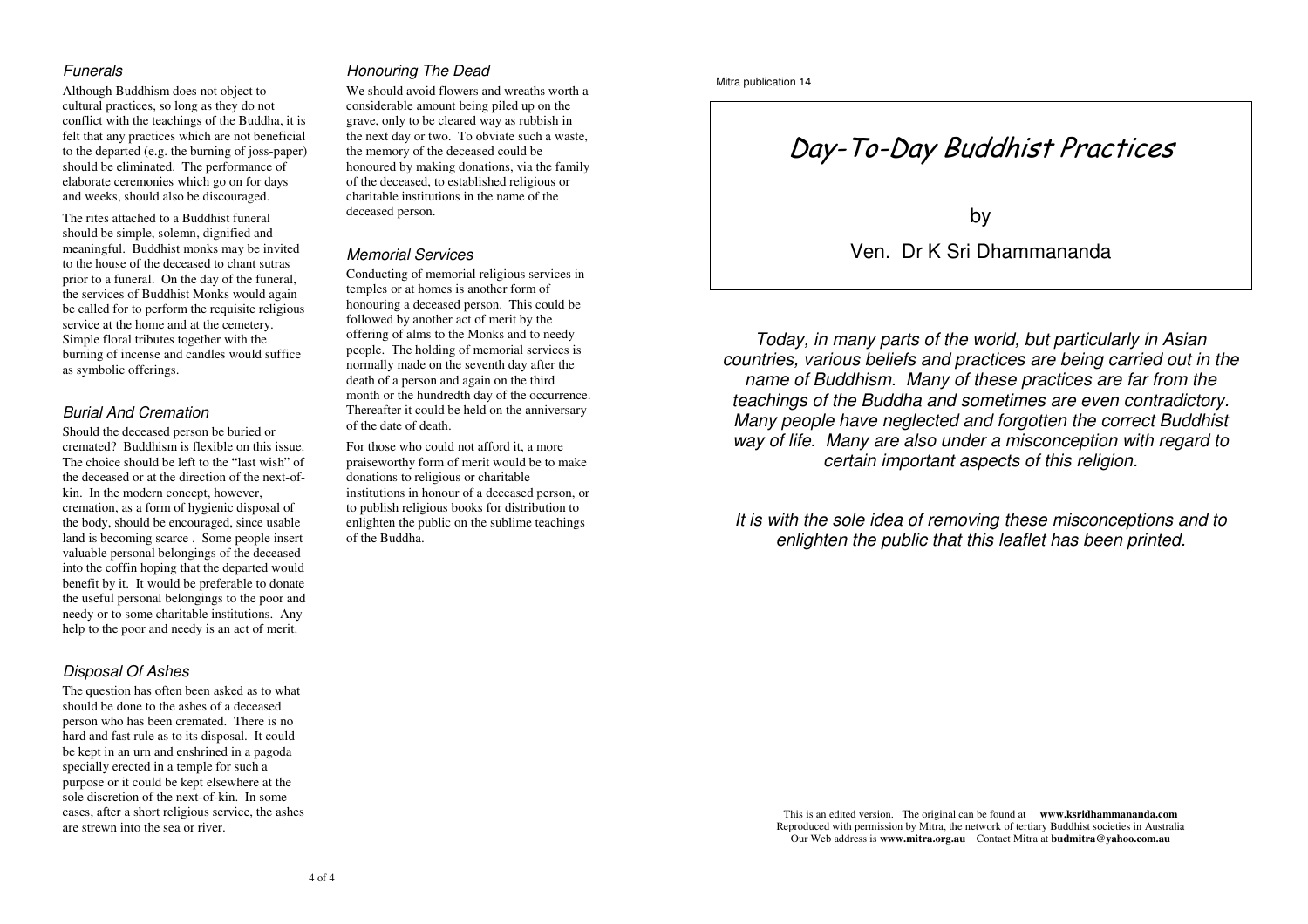Mitra publication 14

# Day-To-Day Buddhist Practices

by

Ven. Dr K Sri Dhammananda

*Today, in many parts of the world, but particularly in Asian countries, various beliefs and practices are being carried out in the name of Buddhism. Many of these practices are far from the teachings of the Buddha and sometimes are even contradictory. Many people have neglected and forgotten the correct Buddhist way of life. Many are also under a misconception with regard to certain important aspects of this religion.*

*It is with the sole idea of removing these misconceptions and to enlighten the public that this leaflet has been printed.*

This is an edited version. The original can be found at **www.ksridhammananda.com**
Reproduced with permission by Mitra, the network of tertiary Buddhist societies in Australia
Our Web address is **www.mitra.org.au** Contact Mitra at **budmitra@yahoo.com.au**

### *Funerals*

Although Buddhism does not object to cultural practices, so long as they do not conflict with the teachings of the Buddha, it is felt that any practices which are not beneficial to the departed (e.g. the burning of joss-paper) should be eliminated. The performance of elaborate ceremonies which go on for days and weeks, should also be discouraged.

The rites attached to a Buddhist funeral should be simple, solemn, dignified and meaningful. Buddhist monks may be invited to the house of the deceased to chant sutras prior to a funeral. On the day of the funeral, the services of Buddhist Monks would again be called for to perform the requisite religious service at the home and at the cemetery. Simple floral tributes together with the burning of incense and candles would suffice as symbolic offerings.

### *Burial And Cremation*

Should the deceased person be buried or cremated? Buddhism is flexible on this issue. The choice should be left to the "last wish" of the deceased or at the direction of the next-of-kin. In the modern concept, however, cremation, as a form of hygienic disposal of the body, should be encouraged, since usable land is becoming scarce . Some people insert valuable personal belongings of the deceased into the coffin hoping that the departed would benefit by it. It would be preferable to donate the useful personal belongings to the poor and needy or to some charitable institutions. Any help to the poor and needy is an act of merit.

### *Disposal Of Ashes*

The question has often been asked as to what should be done to the ashes of a deceased person who has been cremated. There is no hard and fast rule as to its disposal. It could be kept in an urn and enshrined in a pagoda specially erected in a temple for such a purpose or it could be kept elsewhere at the sole discretion of the next-of-kin. In some cases, after a short religious service, the ashes are strewn into the sea or river.

### *Honouring The Dead*

We should avoid flowers and wreaths worth a considerable amount being piled up on the grave, only to be cleared way as rubbish in the next day or two. To obviate such a waste, the memory of the deceased could be honoured by making donations, via the family of the deceased, to established religious or charitable institutions in the name of the deceased person.

### *Memorial Services*

Conducting of memorial religious services in temples or at homes is another form of honouring a deceased person. This could be followed by another act of merit by the offering of alms to the Monks and to needy people. The holding of memorial services is normally made on the seventh day after the death of a person and again on the third month or the hundredth day of the occurrence. Thereafter it could be held on the anniversary of the date of death.

For those who could not afford it, a more praiseworthy form of merit would be to make donations to religious or charitable institutions in honour of a deceased person, or to publish religious books for distribution to enlighten the public on the sublime teachings of the Buddha.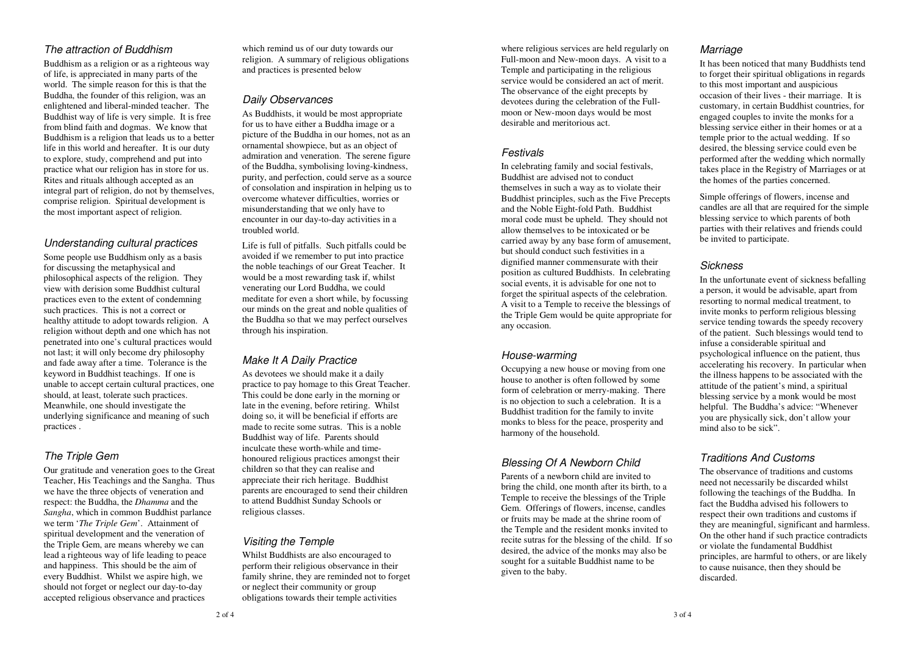## The attraction of Buddhism

Buddhism as a religion or as a righteous way of life, is appreciated in many parts of the world. The simple reason for this is that the Buddha, the founder of this religion, was an enlightened and liberal-minded teacher. The Buddhist way of life is very simple. It is free from blind faith and dogmas. We know that Buddhism is a religion that leads us to a better life in this world and hereafter. It is our duty to explore, study, comprehend and put into practice what our religion has in store for us. Rites and rituals although accepted as an integral part of religion, do not by themselves, comprise religion. Spiritual development is the most important aspect of religion.

## Understanding cultural practices

Some people use Buddhism only as a basis for discussing the metaphysical and philosophical aspects of the religion. They view with derision some Buddhist cultural practices even to the extent of condemning such practices. This is not a correct or healthy attitude to adopt towards religion. A religion without depth and one which has not penetrated into one's cultural practices would not last; it will only become dry philosophy and fade away after a time. Tolerance is the keyword in Buddhist teachings. If one is unable to accept certain cultural practices, one should, at least, tolerate such practices. Meanwhile, one should investigate the underlying significance and meaning of such practices .

## The Triple Gem

Our gratitude and veneration goes to the Great Teacher, His Teachings and the Sangha. Thus we have the three objects of veneration and respect: the Buddha, the *Dhamma* and the *Sangha*, which in common Buddhist parlance we term '*The Triple Gem*'. Attainment of spiritual development and the veneration of the Triple Gem, are means whereby we can lead a righteous way of life leading to peace and happiness. This should be the aim of every Buddhist. Whilst we aspire high, we should not forget or neglect our day-to-day accepted religious observance and practices which remind us of our duty towards our religion. A summary of religious obligations and practices is presented below

## Daily Observances

As Buddhists, it would be most appropriate for us to have either a Buddha image or a picture of the Buddha in our homes, not as an ornamental showpiece, but as an object of admiration and veneration. The serene figure of the Buddha, symbolising loving-kindness, purity, and perfection, could serve as a source of consolation and inspiration in helping us to overcome whatever difficulties, worries or misunderstanding that we only have to encounter in our day-to-day activities in a troubled world.

Life is full of pitfalls. Such pitfalls could be avoided if we remember to put into practice the noble teachings of our Great Teacher. It would be a most rewarding task if, whilst venerating our Lord Buddha, we could meditate for even a short while, by focussing our minds on the great and noble qualities of the Buddha so that we may perfect ourselves through his inspiration.

## Make It A Daily Practice

As devotees we should make it a daily practice to pay homage to this Great Teacher. This could be done early in the morning or late in the evening, before retiring. Whilst doing so, it will be beneficial if efforts are made to recite some sutras. This is a noble Buddhist way of life. Parents should inculcate these worth-while and time-honoured religious practices amongst their children so that they can realise and appreciate their rich heritage. Buddhist parents are encouraged to send their children to attend Buddhist Sunday Schools or religious classes.

## Visiting the Temple

Whilst Buddhists are also encouraged to perform their religious observance in their family shrine, they are reminded not to forget or neglect their community or group obligations towards their temple activities where religious services are held regularly on Full-moon and New-moon days. A visit to a Temple and participating in the religious service would be considered an act of merit. The observance of the eight precepts by devotees during the celebration of the Full-moon or New-moon days would be most desirable and meritorious act.

## Festivals

In celebrating family and social festivals, Buddhist are advised not to conduct themselves in such a way as to violate their Buddhist principles, such as the Five Precepts and the Noble Eight-fold Path. Buddhist moral code must be upheld. They should not allow themselves to be intoxicated or be carried away by any base form of amusement, but should conduct such festivities in a dignified manner commensurate with their position as cultured Buddhists. In celebrating social events, it is advisable for one not to forget the spiritual aspects of the celebration. A visit to a Temple to receive the blessings of the Triple Gem would be quite appropriate for any occasion.

## House-warming

Occupying a new house or moving from one house to another is often followed by some form of celebration or merry-making. There is no objection to such a celebration. It is a Buddhist tradition for the family to invite monks to bless for the peace, prosperity and harmony of the household.

## Blessing Of A Newborn Child

Parents of a newborn child are invited to bring the child, one month after its birth, to a Temple to receive the blessings of the Triple Gem. Offerings of flowers, incense, candles or fruits may be made at the shrine room of the Temple and the resident monks invited to recite sutras for the blessing of the child. If so desired, the advice of the monks may also be sought for a suitable Buddhist name to be given to the baby.

## Marriage

It has been noticed that many Buddhists tend to forget their spiritual obligations in regards to this most important and auspicious occasion of their lives - their marriage. It is customary, in certain Buddhist countries, for engaged couples to invite the monks for a blessing service either in their homes or at a temple prior to the actual wedding. If so desired, the blessing service could even be performed after the wedding which normally takes place in the Registry of Marriages or at the homes of the parties concerned.

Simple offerings of flowers, incense and candles are all that are required for the simple blessing service to which parents of both parties with their relatives and friends could be invited to participate.

## Sickness

In the unfortunate event of sickness befalling a person, it would be advisable, apart from resorting to normal medical treatment, to invite monks to perform religious blessing service tending towards the speedy recovery of the patient. Such blessings would tend to infuse a considerable spiritual and psychological influence on the patient, thus accelerating his recovery. In particular when the illness happens to be associated with the attitude of the patient's mind, a spiritual blessing service by a monk would be most helpful. The Buddha's advice: "Whenever you are physically sick, don't allow your mind also to be sick".

## Traditions And Customs

The observance of traditions and customs need not necessarily be discarded whilst following the teachings of the Buddha. In fact the Buddha advised his followers to respect their own traditions and customs if they are meaningful, significant and harmless. On the other hand if such practice contradicts or violate the fundamental Buddhist principles, are harmful to others, or are likely to cause nuisance, then they should be discarded.